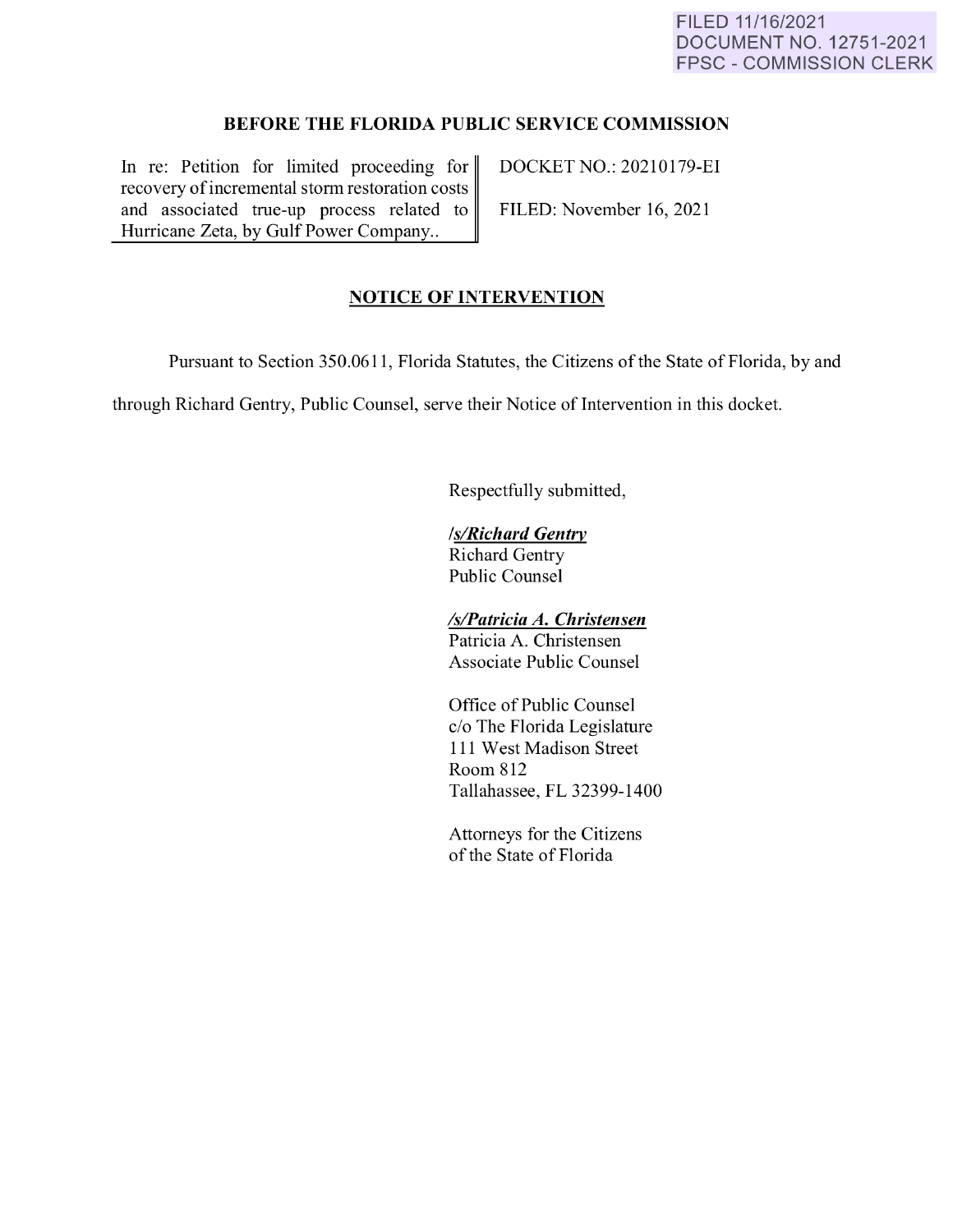FILED 11/16/2021
DOCUMENT NO. 12751-2021
FPSC - COMMISSION CLERK

**BEFORE THE FLORIDA PUBLIC SERVICE COMMISSION**

| In re: Petition for limited proceeding for recovery of incremental storm restoration costs and associated true-up process related to Hurricane Zeta, by Gulf Power Company.. | DOCKET NO.: 20210179-EI<br><br>FILED: November 16, 2021 |
|---|---|

## NOTICE OF INTERVENTION

Pursuant to Section 350.0611, Florida Statutes, the Citizens of the State of Florida, by and through Richard Gentry, Public Counsel, serve their Notice of Intervention in this docket.

Respectfully submitted,

***/s/Richard Gentry***
Richard Gentry
Public Counsel

***/s/Patricia A. Christensen***
Patricia A. Christensen
Associate Public Counsel

Office of Public Counsel
c/o The Florida Legislature
111 West Madison Street
Room 812
Tallahassee, FL 32399-1400

Attorneys for the Citizens
of the State of Florida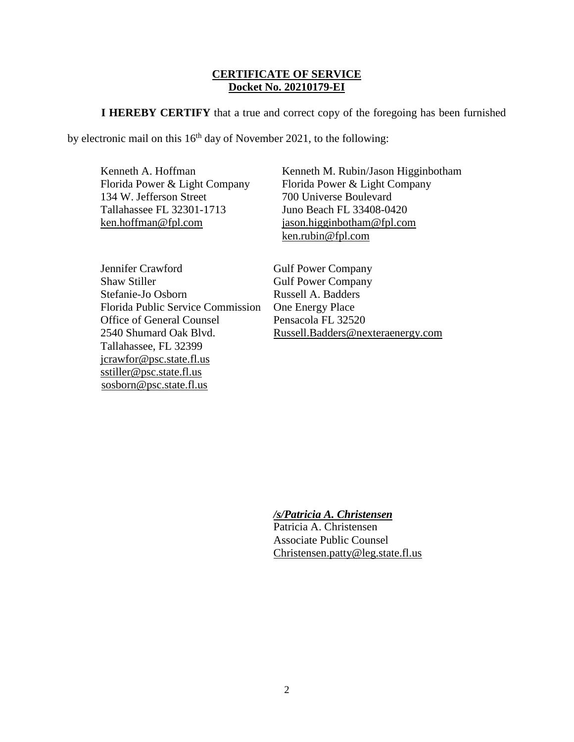**CERTIFICATE OF SERVICE**
**Docket No. 20210179-EI**

**I HEREBY CERTIFY** that a true and correct copy of the foregoing has been furnished by electronic mail on this 16th day of November 2021, to the following:

Kenneth A. Hoffman
Florida Power & Light Company
134 W. Jefferson Street
Tallahassee FL 32301-1713
ken.hoffman@fpl.com

Kenneth M. Rubin/Jason Higginbotham
Florida Power & Light Company
700 Universe Boulevard
Juno Beach FL 33408-0420
jason.higginbotham@fpl.com
ken.rubin@fpl.com

Jennifer Crawford
Shaw Stiller
Stefanie-Jo Osborn
Florida Public Service Commission
Office of General Counsel
2540 Shumard Oak Blvd.
Tallahassee, FL 32399
jcrawfor@psc.state.fl.us
sstiller@psc.state.fl.us
sosborn@psc.state.fl.us

Gulf Power Company
Gulf Power Company
Russell A. Badders
One Energy Place
Pensacola FL 32520
Russell.Badders@nexteraenergy.com

***/s/Patricia A. Christensen***
Patricia A. Christensen
Associate Public Counsel
Christensen.patty@leg.state.fl.us